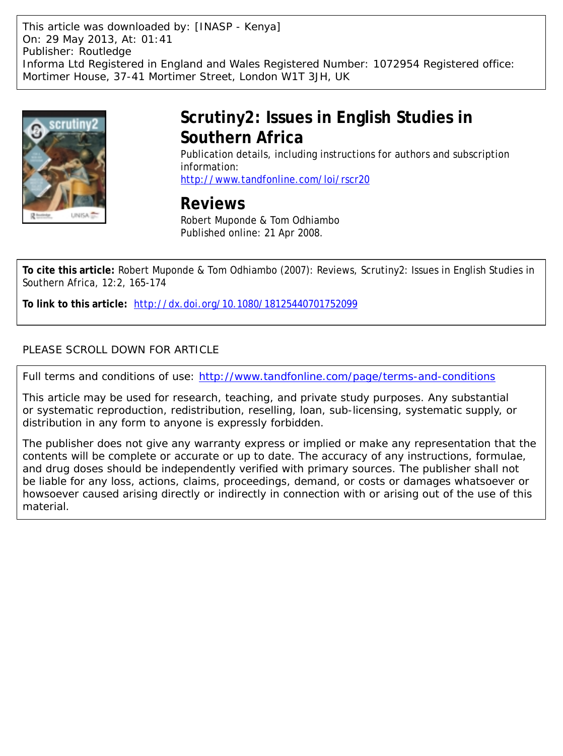This article was downloaded by: [INASP - Kenya]
On: 29 May 2013, At: 01:41
Publisher: Routledge
Informa Ltd Registered in England and Wales Registered Number: 1072954 Registered office: Mortimer House, 37-41 Mortimer Street, London W1T 3JH, UK

# Scrutiny2: Issues in English Studies in Southern Africa

Publication details, including instructions for authors and subscription information:
http://www.tandfonline.com/loi/rscr20

## Reviews

Robert Muponde & Tom Odhiambo
Published online: 21 Apr 2008.

**To cite this article:** Robert Muponde & Tom Odhiambo (2007): Reviews, Scrutiny2: Issues in English Studies in Southern Africa, 12:2, 165-174

**To link to this article:** http://dx.doi.org/10.1080/18125440701752099

PLEASE SCROLL DOWN FOR ARTICLE

Full terms and conditions of use: http://www.tandfonline.com/page/terms-and-conditions

This article may be used for research, teaching, and private study purposes. Any substantial or systematic reproduction, redistribution, reselling, loan, sub-licensing, systematic supply, or distribution in any form to anyone is expressly forbidden.

The publisher does not give any warranty express or implied or make any representation that the contents will be complete or accurate or up to date. The accuracy of any instructions, formulae, and drug doses should be independently verified with primary sources. The publisher shall not be liable for any loss, actions, claims, proceedings, demand, or costs or damages whatsoever or howsoever caused arising directly or indirectly in connection with or arising out of the use of this material.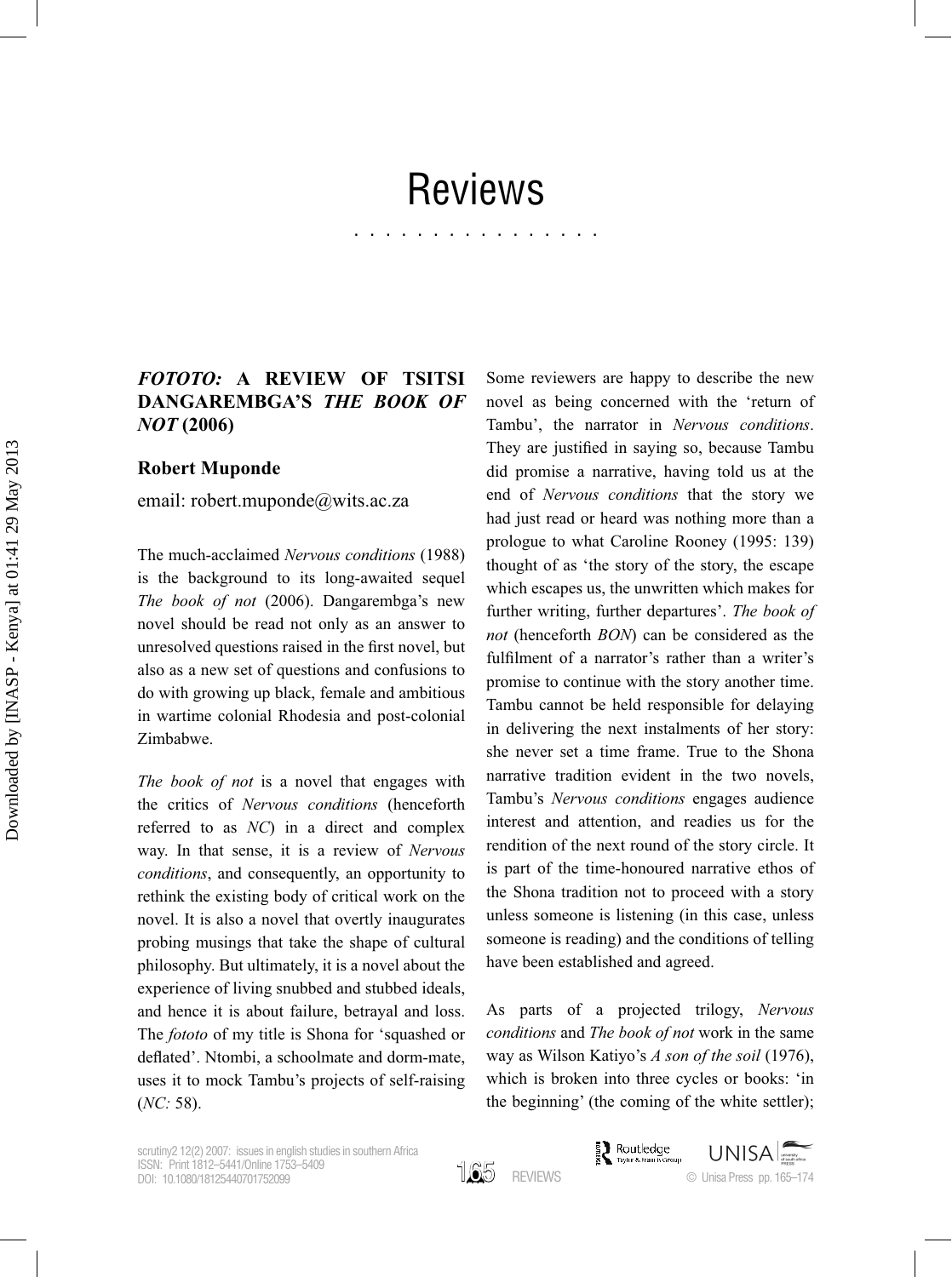# Reviews

## *FOTOTO:* A REVIEW OF TSITSI DANGAREMBGA'S *THE BOOK OF NOT* (2006)

**Robert Muponde**

email: robert.muponde@wits.ac.za

The much-acclaimed *Nervous conditions* (1988) is the background to its long-awaited sequel *The book of not* (2006). Dangarembga's new novel should be read not only as an answer to unresolved questions raised in the first novel, but also as a new set of questions and confusions to do with growing up black, female and ambitious in wartime colonial Rhodesia and post-colonial Zimbabwe.

*The book of not* is a novel that engages with the critics of *Nervous conditions* (henceforth referred to as *NC*) in a direct and complex way. In that sense, it is a review of *Nervous conditions*, and consequently, an opportunity to rethink the existing body of critical work on the novel. It is also a novel that overtly inaugurates probing musings that take the shape of cultural philosophy. But ultimately, it is a novel about the experience of living snubbed and stubbed ideals, and hence it is about failure, betrayal and loss. The *fototo* of my title is Shona for 'squashed or deflated'. Ntombi, a schoolmate and dorm-mate, uses it to mock Tambu's projects of self-raising (*NC:* 58).

Some reviewers are happy to describe the new novel as being concerned with the 'return of Tambu', the narrator in *Nervous conditions*. They are justified in saying so, because Tambu did promise a narrative, having told us at the end of *Nervous conditions* that the story we had just read or heard was nothing more than a prologue to what Caroline Rooney (1995: 139) thought of as 'the story of the story, the escape which escapes us, the unwritten which makes for further writing, further departures'. *The book of not* (henceforth *BON*) can be considered as the fulfilment of a narrator's rather than a writer's promise to continue with the story another time. Tambu cannot be held responsible for delaying in delivering the next instalments of her story: she never set a time frame. True to the Shona narrative tradition evident in the two novels, Tambu's *Nervous conditions* engages audience interest and attention, and readies us for the rendition of the next round of the story circle. It is part of the time-honoured narrative ethos of the Shona tradition not to proceed with a story unless someone is listening (in this case, unless someone is reading) and the conditions of telling have been established and agreed.

As parts of a projected trilogy, *Nervous conditions* and *The book of not* work in the same way as Wilson Katiyo's *A son of the soil* (1976), which is broken into three cycles or books: 'in the beginning' (the coming of the white settler);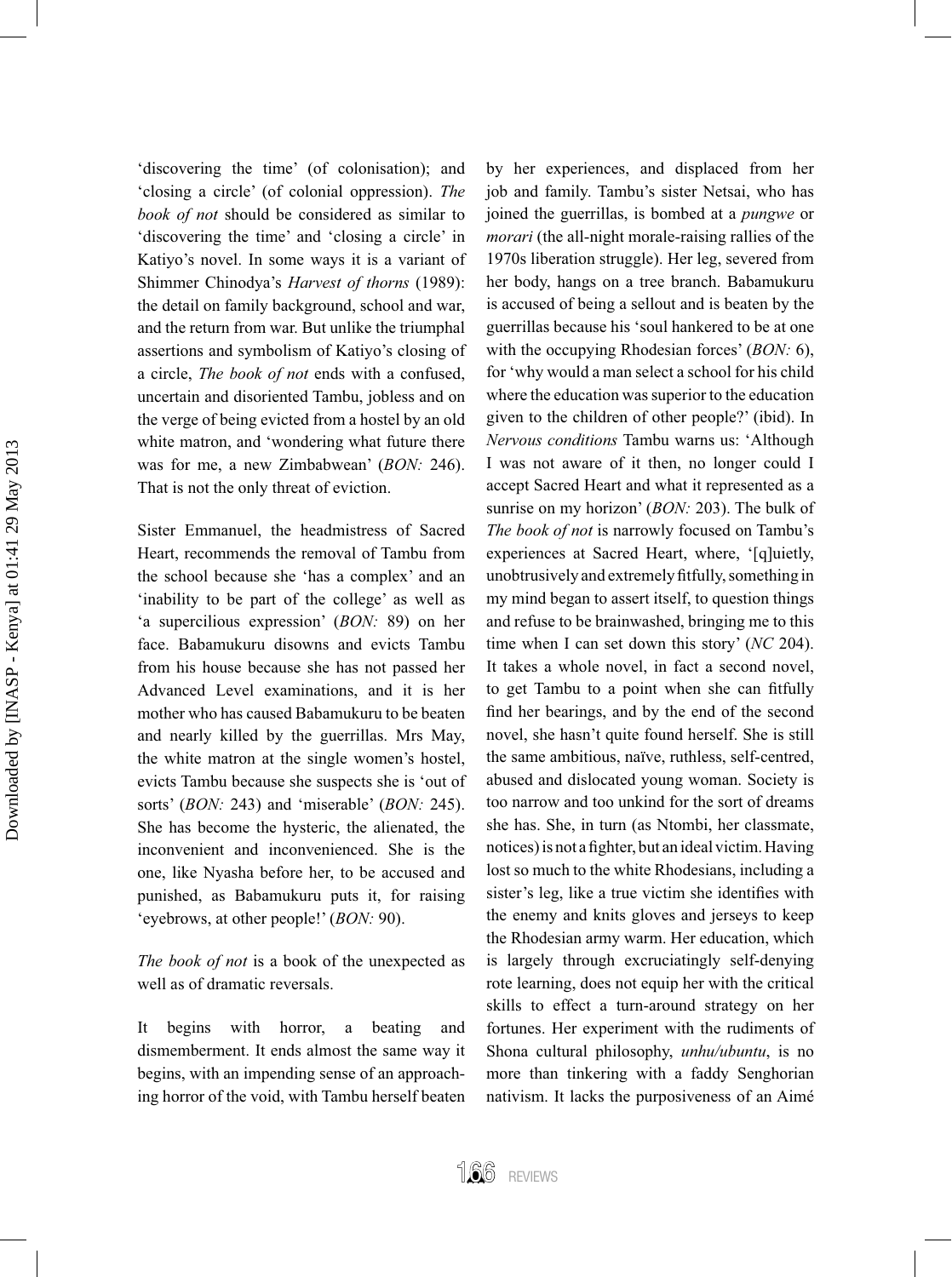'discovering the time' (of colonisation); and 'closing a circle' (of colonial oppression). *The book of not* should be considered as similar to 'discovering the time' and 'closing a circle' in Katiyo's novel. In some ways it is a variant of Shimmer Chinodya's *Harvest of thorns* (1989): the detail on family background, school and war, and the return from war. But unlike the triumphal assertions and symbolism of Katiyo's closing of a circle, *The book of not* ends with a confused, uncertain and disoriented Tambu, jobless and on the verge of being evicted from a hostel by an old white matron, and 'wondering what future there was for me, a new Zimbabwean' (*BON:* 246). That is not the only threat of eviction.

Sister Emmanuel, the headmistress of Sacred Heart, recommends the removal of Tambu from the school because she 'has a complex' and an 'inability to be part of the college' as well as 'a supercilious expression' (*BON:* 89) on her face. Babamukuru disowns and evicts Tambu from his house because she has not passed her Advanced Level examinations, and it is her mother who has caused Babamukuru to be beaten and nearly killed by the guerrillas. Mrs May, the white matron at the single women's hostel, evicts Tambu because she suspects she is 'out of sorts' (*BON:* 243) and 'miserable' (*BON:* 245). She has become the hysteric, the alienated, the inconvenient and inconvenienced. She is the one, like Nyasha before her, to be accused and punished, as Babamukuru puts it, for raising 'eyebrows, at other people!' (*BON:* 90).

*The book of not* is a book of the unexpected as well as of dramatic reversals.

It begins with horror, a beating and dismemberment. It ends almost the same way it begins, with an impending sense of an approaching horror of the void, with Tambu herself beaten by her experiences, and displaced from her job and family. Tambu's sister Netsai, who has joined the guerrillas, is bombed at a *pungwe* or *morari* (the all-night morale-raising rallies of the 1970s liberation struggle). Her leg, severed from her body, hangs on a tree branch. Babamukuru is accused of being a sellout and is beaten by the guerrillas because his 'soul hankered to be at one with the occupying Rhodesian forces' (*BON:* 6), for 'why would a man select a school for his child where the education was superior to the education given to the children of other people?' (ibid). In *Nervous conditions* Tambu warns us: 'Although I was not aware of it then, no longer could I accept Sacred Heart and what it represented as a sunrise on my horizon' (*BON:* 203). The bulk of *The book of not* is narrowly focused on Tambu's experiences at Sacred Heart, where, '[q]uietly, unobtrusively and extremely fitfully, something in my mind began to assert itself, to question things and refuse to be brainwashed, bringing me to this time when I can set down this story' (*NC* 204). It takes a whole novel, in fact a second novel, to get Tambu to a point when she can fitfully find her bearings, and by the end of the second novel, she hasn't quite found herself. She is still the same ambitious, naïve, ruthless, self-centred, abused and dislocated young woman. Society is too narrow and too unkind for the sort of dreams she has. She, in turn (as Ntombi, her classmate, notices) is not a fighter, but an ideal victim. Having lost so much to the white Rhodesians, including a sister's leg, like a true victim she identifies with the enemy and knits gloves and jerseys to keep the Rhodesian army warm. Her education, which is largely through excruciatingly self-denying rote learning, does not equip her with the critical skills to effect a turn-around strategy on her fortunes. Her experiment with the rudiments of Shona cultural philosophy, *unhu/ubuntu*, is no more than tinkering with a faddy Senghorian nativism. It lacks the purposiveness of an Aimé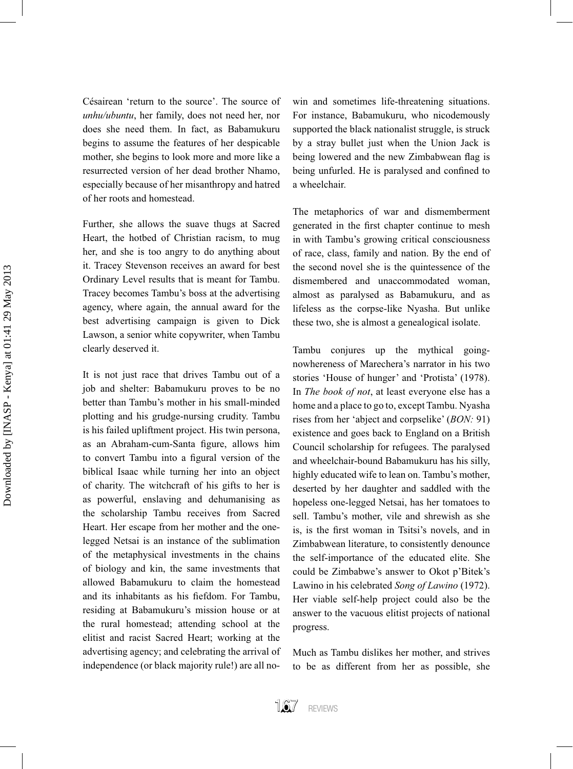Césairean 'return to the source'. The source of *unhu/ubuntu*, her family, does not need her, nor does she need them. In fact, as Babamukuru begins to assume the features of her despicable mother, she begins to look more and more like a resurrected version of her dead brother Nhamo, especially because of her misanthropy and hatred of her roots and homestead.

Further, she allows the suave thugs at Sacred Heart, the hotbed of Christian racism, to mug her, and she is too angry to do anything about it. Tracey Stevenson receives an award for best Ordinary Level results that is meant for Tambu. Tracey becomes Tambu's boss at the advertising agency, where again, the annual award for the best advertising campaign is given to Dick Lawson, a senior white copywriter, when Tambu clearly deserved it.

It is not just race that drives Tambu out of a job and shelter: Babamukuru proves to be no better than Tambu's mother in his small-minded plotting and his grudge-nursing crudity. Tambu is his failed upliftment project. His twin persona, as an Abraham-cum-Santa figure, allows him to convert Tambu into a figural version of the biblical Isaac while turning her into an object of charity. The witchcraft of his gifts to her is as powerful, enslaving and dehumanising as the scholarship Tambu receives from Sacred Heart. Her escape from her mother and the one-legged Netsai is an instance of the sublimation of the metaphysical investments in the chains of biology and kin, the same investments that allowed Babamukuru to claim the homestead and its inhabitants as his fiefdom. For Tambu, residing at Babamukuru's mission house or at the rural homestead; attending school at the elitist and racist Sacred Heart; working at the advertising agency; and celebrating the arrival of independence (or black majority rule!) are all no-win and sometimes life-threatening situations. For instance, Babamukuru, who nicodemously supported the black nationalist struggle, is struck by a stray bullet just when the Union Jack is being lowered and the new Zimbabwean flag is being unfurled. He is paralysed and confined to a wheelchair.

The metaphorics of war and dismemberment generated in the first chapter continue to mesh in with Tambu's growing critical consciousness of race, class, family and nation. By the end of the second novel she is the quintessence of the dismembered and unaccommodated woman, almost as paralysed as Babamukuru, and as lifeless as the corpse-like Nyasha. But unlike these two, she is almost a genealogical isolate.

Tambu conjures up the mythical going-nowhereness of Marechera's narrator in his two stories 'House of hunger' and 'Protista' (1978). In *The book of not*, at least everyone else has a home and a place to go to, except Tambu. Nyasha rises from her 'abject and corpselike' (*BON:* 91) existence and goes back to England on a British Council scholarship for refugees. The paralysed and wheelchair-bound Babamukuru has his silly, highly educated wife to lean on. Tambu's mother, deserted by her daughter and saddled with the hopeless one-legged Netsai, has her tomatoes to sell. Tambu's mother, vile and shrewish as she is, is the first woman in Tsitsi's novels, and in Zimbabwean literature, to consistently denounce the self-importance of the educated elite. She could be Zimbabwe's answer to Okot p'Bitek's Lawino in his celebrated *Song of Lawino* (1972). Her viable self-help project could also be the answer to the vacuous elitist projects of national progress.

Much as Tambu dislikes her mother, and strives to be as different from her as possible, she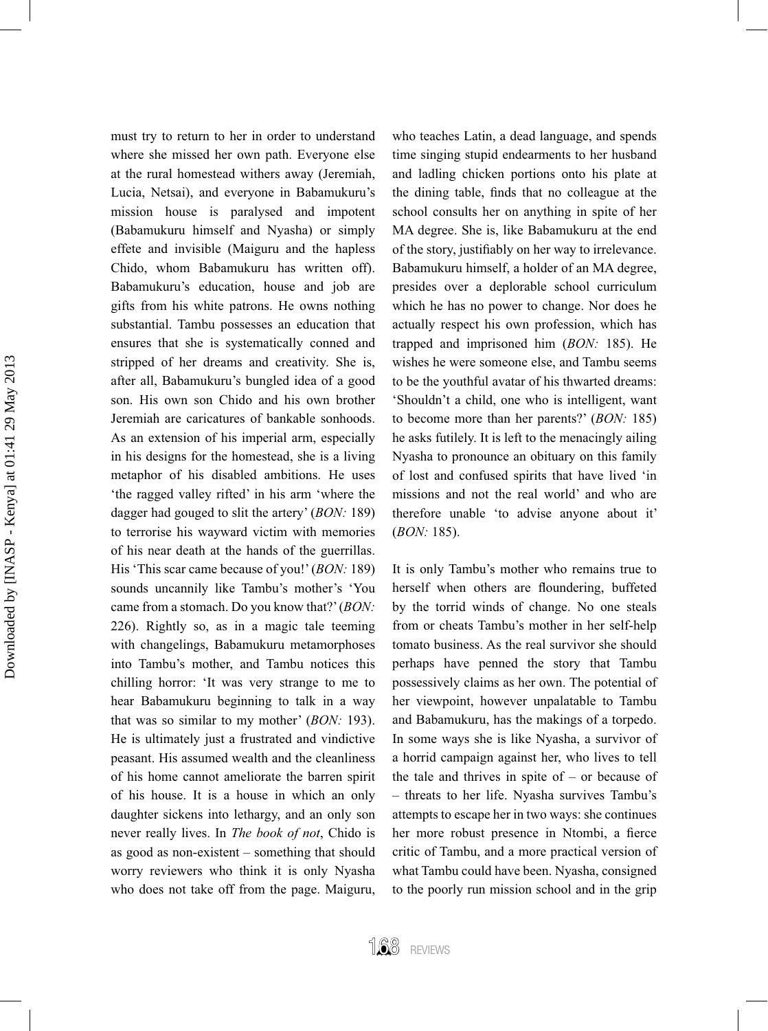must try to return to her in order to understand where she missed her own path. Everyone else at the rural homestead withers away (Jeremiah, Lucia, Netsai), and everyone in Babamukuru's mission house is paralysed and impotent (Babamukuru himself and Nyasha) or simply effete and invisible (Maiguru and the hapless Chido, whom Babamukuru has written off). Babamukuru's education, house and job are gifts from his white patrons. He owns nothing substantial. Tambu possesses an education that ensures that she is systematically conned and stripped of her dreams and creativity. She is, after all, Babamukuru's bungled idea of a good son. His own son Chido and his own brother Jeremiah are caricatures of bankable sonhoods. As an extension of his imperial arm, especially in his designs for the homestead, she is a living metaphor of his disabled ambitions. He uses 'the ragged valley rifted' in his arm 'where the dagger had gouged to slit the artery' (*BON:* 189) to terrorise his wayward victim with memories of his near death at the hands of the guerrillas. His 'This scar came because of you!' (*BON:* 189) sounds uncannily like Tambu's mother's 'You came from a stomach. Do you know that?' (*BON:* 226). Rightly so, as in a magic tale teeming with changelings, Babamukuru metamorphoses into Tambu's mother, and Tambu notices this chilling horror: 'It was very strange to me to hear Babamukuru beginning to talk in a way that was so similar to my mother' (*BON:* 193). He is ultimately just a frustrated and vindictive peasant. His assumed wealth and the cleanliness of his home cannot ameliorate the barren spirit of his house. It is a house in which an only daughter sickens into lethargy, and an only son never really lives. In *The book of not*, Chido is as good as non-existent – something that should worry reviewers who think it is only Nyasha who does not take off from the page. Maiguru, who teaches Latin, a dead language, and spends time singing stupid endearments to her husband and ladling chicken portions onto his plate at the dining table, finds that no colleague at the school consults her on anything in spite of her MA degree. She is, like Babamukuru at the end of the story, justifiably on her way to irrelevance. Babamukuru himself, a holder of an MA degree, presides over a deplorable school curriculum which he has no power to change. Nor does he actually respect his own profession, which has trapped and imprisoned him (*BON:* 185). He wishes he were someone else, and Tambu seems to be the youthful avatar of his thwarted dreams: 'Shouldn't a child, one who is intelligent, want to become more than her parents?' (*BON:* 185) he asks futilely. It is left to the menacingly ailing Nyasha to pronounce an obituary on this family of lost and confused spirits that have lived 'in missions and not the real world' and who are therefore unable 'to advise anyone about it' (*BON:* 185).

It is only Tambu's mother who remains true to herself when others are floundering, buffeted by the torrid winds of change. No one steals from or cheats Tambu's mother in her self-help tomato business. As the real survivor she should perhaps have penned the story that Tambu possessively claims as her own. The potential of her viewpoint, however unpalatable to Tambu and Babamukuru, has the makings of a torpedo. In some ways she is like Nyasha, a survivor of a horrid campaign against her, who lives to tell the tale and thrives in spite of – or because of – threats to her life. Nyasha survives Tambu's attempts to escape her in two ways: she continues her more robust presence in Ntombi, a fierce critic of Tambu, and a more practical version of what Tambu could have been. Nyasha, consigned to the poorly run mission school and in the grip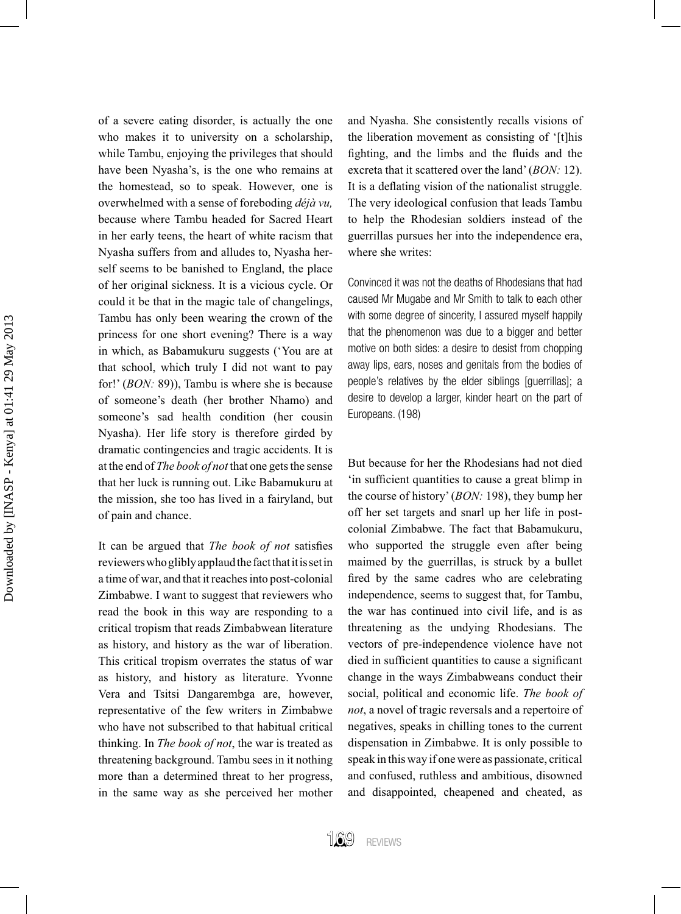of a severe eating disorder, is actually the one who makes it to university on a scholarship, while Tambu, enjoying the privileges that should have been Nyasha's, is the one who remains at the homestead, so to speak. However, one is overwhelmed with a sense of foreboding *déjà vu,* because where Tambu headed for Sacred Heart in her early teens, the heart of white racism that Nyasha suffers from and alludes to, Nyasha herself seems to be banished to England, the place of her original sickness. It is a vicious cycle. Or could it be that in the magic tale of changelings, Tambu has only been wearing the crown of the princess for one short evening? There is a way in which, as Babamukuru suggests ('You are at that school, which truly I did not want to pay for!' (*BON:* 89)), Tambu is where she is because of someone's death (her brother Nhamo) and someone's sad health condition (her cousin Nyasha). Her life story is therefore girded by dramatic contingencies and tragic accidents. It is at the end of *The book of not* that one gets the sense that her luck is running out. Like Babamukuru at the mission, she too has lived in a fairyland, but of pain and chance.

It can be argued that *The book of not* satisfies reviewers who glibly applaud the fact that it is set in a time of war, and that it reaches into post-colonial Zimbabwe. I want to suggest that reviewers who read the book in this way are responding to a critical tropism that reads Zimbabwean literature as history, and history as the war of liberation. This critical tropism overrates the status of war as history, and history as literature. Yvonne Vera and Tsitsi Dangarembga are, however, representative of the few writers in Zimbabwe who have not subscribed to that habitual critical thinking. In *The book of not*, the war is treated as threatening background. Tambu sees in it nothing more than a determined threat to her progress, in the same way as she perceived her mother and Nyasha. She consistently recalls visions of the liberation movement as consisting of '[t]his fighting, and the limbs and the fluids and the excreta that it scattered over the land' (*BON:* 12). It is a deflating vision of the nationalist struggle. The very ideological confusion that leads Tambu to help the Rhodesian soldiers instead of the guerrillas pursues her into the independence era, where she writes:

> Convinced it was not the deaths of Rhodesians that had caused Mr Mugabe and Mr Smith to talk to each other with some degree of sincerity, I assured myself happily that the phenomenon was due to a bigger and better motive on both sides: a desire to desist from chopping away lips, ears, noses and genitals from the bodies of people's relatives by the elder siblings [guerrillas]; a desire to develop a larger, kinder heart on the part of Europeans. (198)

But because for her the Rhodesians had not died 'in sufficient quantities to cause a great blimp in the course of history' (*BON:* 198), they bump her off her set targets and snarl up her life in post-colonial Zimbabwe. The fact that Babamukuru, who supported the struggle even after being maimed by the guerrillas, is struck by a bullet fired by the same cadres who are celebrating independence, seems to suggest that, for Tambu, the war has continued into civil life, and is as threatening as the undying Rhodesians. The vectors of pre-independence violence have not died in sufficient quantities to cause a significant change in the ways Zimbabweans conduct their social, political and economic life. *The book of not*, a novel of tragic reversals and a repertoire of negatives, speaks in chilling tones to the current dispensation in Zimbabwe. It is only possible to speak in this way if one were as passionate, critical and confused, ruthless and ambitious, disowned and disappointed, cheapened and cheated, as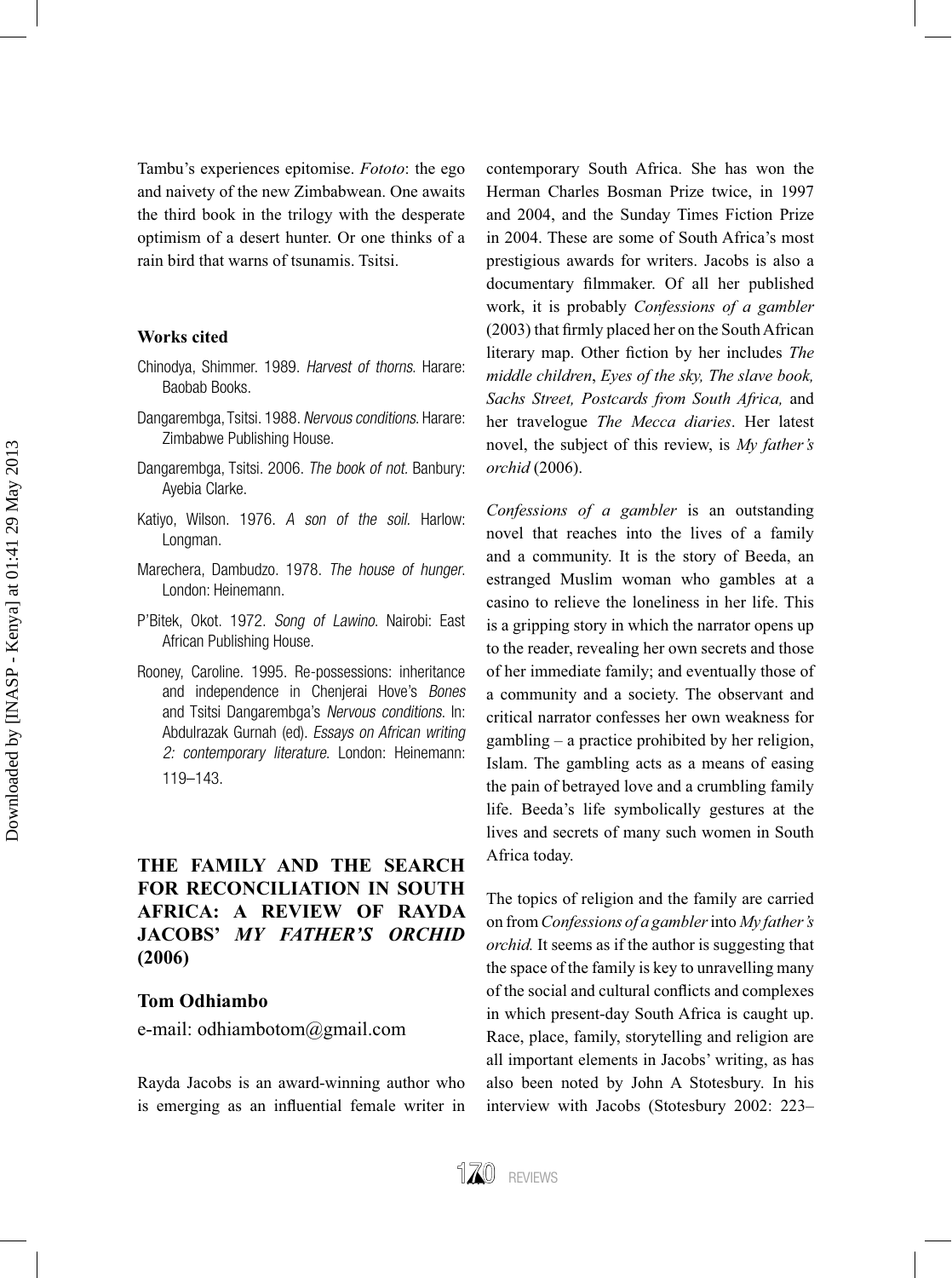Tambu's experiences epitomise. *Fototo*: the ego and naivety of the new Zimbabwean. One awaits the third book in the trilogy with the desperate optimism of a desert hunter. Or one thinks of a rain bird that warns of tsunamis. Tsitsi.

### Works cited

Chinodya, Shimmer. 1989. *Harvest of thorns*. Harare: Baobab Books.

Dangarembga, Tsitsi. 1988. *Nervous conditions*. Harare: Zimbabwe Publishing House.

Dangarembga, Tsitsi. 2006. *The book of not*. Banbury: Ayebia Clarke.

Katiyo, Wilson. 1976. *A son of the soil*. Harlow: Longman.

Marechera, Dambudzo. 1978. *The house of hunger*. London: Heinemann.

P'Bitek, Okot. 1972. *Song of Lawino*. Nairobi: East African Publishing House.

Rooney, Caroline. 1995. Re-possessions: inheritance and independence in Chenjerai Hove's *Bones* and Tsitsi Dangarembga's *Nervous conditions*. In: Abdulrazak Gurnah (ed). *Essays on African writing 2: contemporary literature*. London: Heinemann: 119–143.

## THE FAMILY AND THE SEARCH FOR RECONCILIATION IN SOUTH AFRICA: A REVIEW OF RAYDA JACOBS' *MY FATHER'S ORCHID* (2006)

### Tom Odhiambo

e-mail: odhiambotom@gmail.com

Rayda Jacobs is an award-winning author who is emerging as an influential female writer in contemporary South Africa. She has won the Herman Charles Bosman Prize twice, in 1997 and 2004, and the Sunday Times Fiction Prize in 2004. These are some of South Africa's most prestigious awards for writers. Jacobs is also a documentary filmmaker. Of all her published work, it is probably *Confessions of a gambler* (2003) that firmly placed her on the South African literary map. Other fiction by her includes *The middle children*, *Eyes of the sky, The slave book, Sachs Street, Postcards from South Africa,* and her travelogue *The Mecca diaries*. Her latest novel, the subject of this review, is *My father's orchid* (2006).

*Confessions of a gambler* is an outstanding novel that reaches into the lives of a family and a community. It is the story of Beeda, an estranged Muslim woman who gambles at a casino to relieve the loneliness in her life. This is a gripping story in which the narrator opens up to the reader, revealing her own secrets and those of her immediate family; and eventually those of a community and a society. The observant and critical narrator confesses her own weakness for gambling – a practice prohibited by her religion, Islam. The gambling acts as a means of easing the pain of betrayed love and a crumbling family life. Beeda's life symbolically gestures at the lives and secrets of many such women in South Africa today.

The topics of religion and the family are carried on from *Confessions of a gambler* into *My father's orchid.* It seems as if the author is suggesting that the space of the family is key to unravelling many of the social and cultural conflicts and complexes in which present-day South Africa is caught up. Race, place, family, storytelling and religion are all important elements in Jacobs' writing, as has also been noted by John A Stotesbury. In his interview with Jacobs (Stotesbury 2002: 223–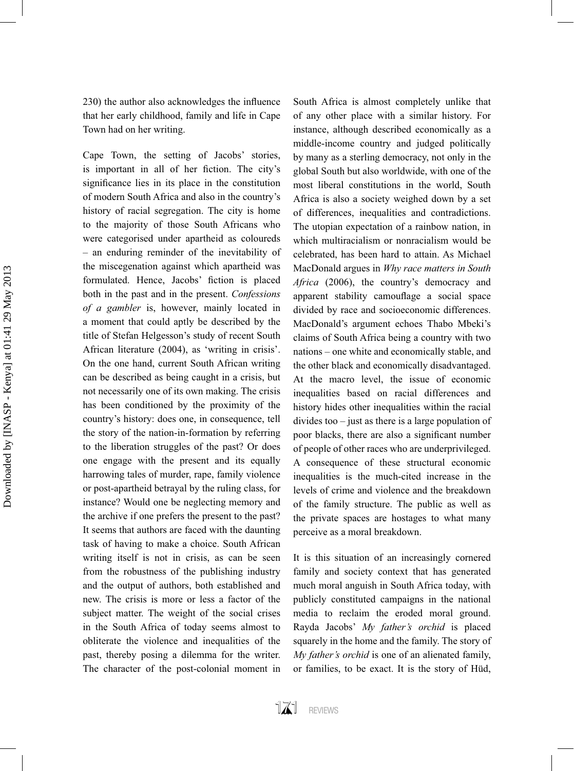230) the author also acknowledges the influence that her early childhood, family and life in Cape Town had on her writing.

Cape Town, the setting of Jacobs' stories, is important in all of her fiction. The city's significance lies in its place in the constitution of modern South Africa and also in the country's history of racial segregation. The city is home to the majority of those South Africans who were categorised under apartheid as coloureds – an enduring reminder of the inevitability of the miscegenation against which apartheid was formulated. Hence, Jacobs' fiction is placed both in the past and in the present. *Confessions of a gambler* is, however, mainly located in a moment that could aptly be described by the title of Stefan Helgesson's study of recent South African literature (2004), as 'writing in crisis'. On the one hand, current South African writing can be described as being caught in a crisis, but not necessarily one of its own making. The crisis has been conditioned by the proximity of the country's history: does one, in consequence, tell the story of the nation-in-formation by referring to the liberation struggles of the past? Or does one engage with the present and its equally harrowing tales of murder, rape, family violence or post-apartheid betrayal by the ruling class, for instance? Would one be neglecting memory and the archive if one prefers the present to the past? It seems that authors are faced with the daunting task of having to make a choice. South African writing itself is not in crisis, as can be seen from the robustness of the publishing industry and the output of authors, both established and new. The crisis is more or less a factor of the subject matter. The weight of the social crises in the South Africa of today seems almost to obliterate the violence and inequalities of the past, thereby posing a dilemma for the writer. The character of the post-colonial moment in South Africa is almost completely unlike that of any other place with a similar history. For instance, although described economically as a middle-income country and judged politically by many as a sterling democracy, not only in the global South but also worldwide, with one of the most liberal constitutions in the world, South Africa is also a society weighed down by a set of differences, inequalities and contradictions. The utopian expectation of a rainbow nation, in which multiracialism or nonracialism would be celebrated, has been hard to attain. As Michael MacDonald argues in *Why race matters in South Africa* (2006), the country's democracy and apparent stability camouflage a social space divided by race and socioeconomic differences. MacDonald's argument echoes Thabo Mbeki's claims of South Africa being a country with two nations – one white and economically stable, and the other black and economically disadvantaged. At the macro level, the issue of economic inequalities based on racial differences and history hides other inequalities within the racial divides too – just as there is a large population of poor blacks, there are also a significant number of people of other races who are underprivileged. A consequence of these structural economic inequalities is the much-cited increase in the levels of crime and violence and the breakdown of the family structure. The public as well as the private spaces are hostages to what many perceive as a moral breakdown.

It is this situation of an increasingly cornered family and society context that has generated much moral anguish in South Africa today, with publicly constituted campaigns in the national media to reclaim the eroded moral ground. Rayda Jacobs' *My father's orchid* is placed squarely in the home and the family. The story of *My father's orchid* is one of an alienated family, or families, to be exact. It is the story of Hüd,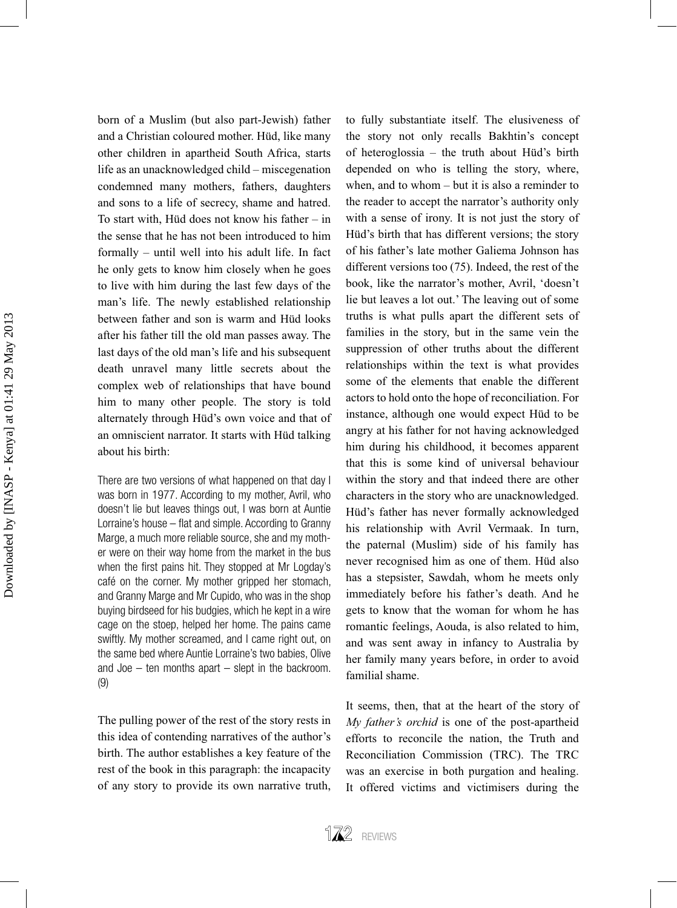born of a Muslim (but also part-Jewish) father and a Christian coloured mother. Hüd, like many other children in apartheid South Africa, starts life as an unacknowledged child – miscegenation condemned many mothers, fathers, daughters and sons to a life of secrecy, shame and hatred. To start with, Hüd does not know his father – in the sense that he has not been introduced to him formally – until well into his adult life. In fact he only gets to know him closely when he goes to live with him during the last few days of the man's life. The newly established relationship between father and son is warm and Hüd looks after his father till the old man passes away. The last days of the old man's life and his subsequent death unravel many little secrets about the complex web of relationships that have bound him to many other people. The story is told alternately through Hüd's own voice and that of an omniscient narrator. It starts with Hüd talking about his birth:

> There are two versions of what happened on that day I was born in 1977. According to my mother, Avril, who doesn't lie but leaves things out, I was born at Auntie Lorraine's house – flat and simple. According to Granny Marge, a much more reliable source, she and my mother were on their way home from the market in the bus when the first pains hit. They stopped at Mr Logday's café on the corner. My mother gripped her stomach, and Granny Marge and Mr Cupido, who was in the shop buying birdseed for his budgies, which he kept in a wire cage on the stoep, helped her home. The pains came swiftly. My mother screamed, and I came right out, on the same bed where Auntie Lorraine's two babies, Olive and Joe – ten months apart – slept in the backroom. (9)

The pulling power of the rest of the story rests in this idea of contending narratives of the author's birth. The author establishes a key feature of the rest of the book in this paragraph: the incapacity of any story to provide its own narrative truth, to fully substantiate itself. The elusiveness of the story not only recalls Bakhtin's concept of heteroglossia – the truth about Hüd's birth depended on who is telling the story, where, when, and to whom – but it is also a reminder to the reader to accept the narrator's authority only with a sense of irony. It is not just the story of Hüd's birth that has different versions; the story of his father's late mother Galiema Johnson has different versions too (75). Indeed, the rest of the book, like the narrator's mother, Avril, 'doesn't lie but leaves a lot out.' The leaving out of some truths is what pulls apart the different sets of families in the story, but in the same vein the suppression of other truths about the different relationships within the text is what provides some of the elements that enable the different actors to hold onto the hope of reconciliation. For instance, although one would expect Hüd to be angry at his father for not having acknowledged him during his childhood, it becomes apparent that this is some kind of universal behaviour within the story and that indeed there are other characters in the story who are unacknowledged. Hüd's father has never formally acknowledged his relationship with Avril Vermaak. In turn, the paternal (Muslim) side of his family has never recognised him as one of them. Hüd also has a stepsister, Sawdah, whom he meets only immediately before his father's death. And he gets to know that the woman for whom he has romantic feelings, Aouda, is also related to him, and was sent away in infancy to Australia by her family many years before, in order to avoid familial shame.

It seems, then, that at the heart of the story of *My father's orchid* is one of the post-apartheid efforts to reconcile the nation, the Truth and Reconciliation Commission (TRC). The TRC was an exercise in both purgation and healing. It offered victims and victimisers during the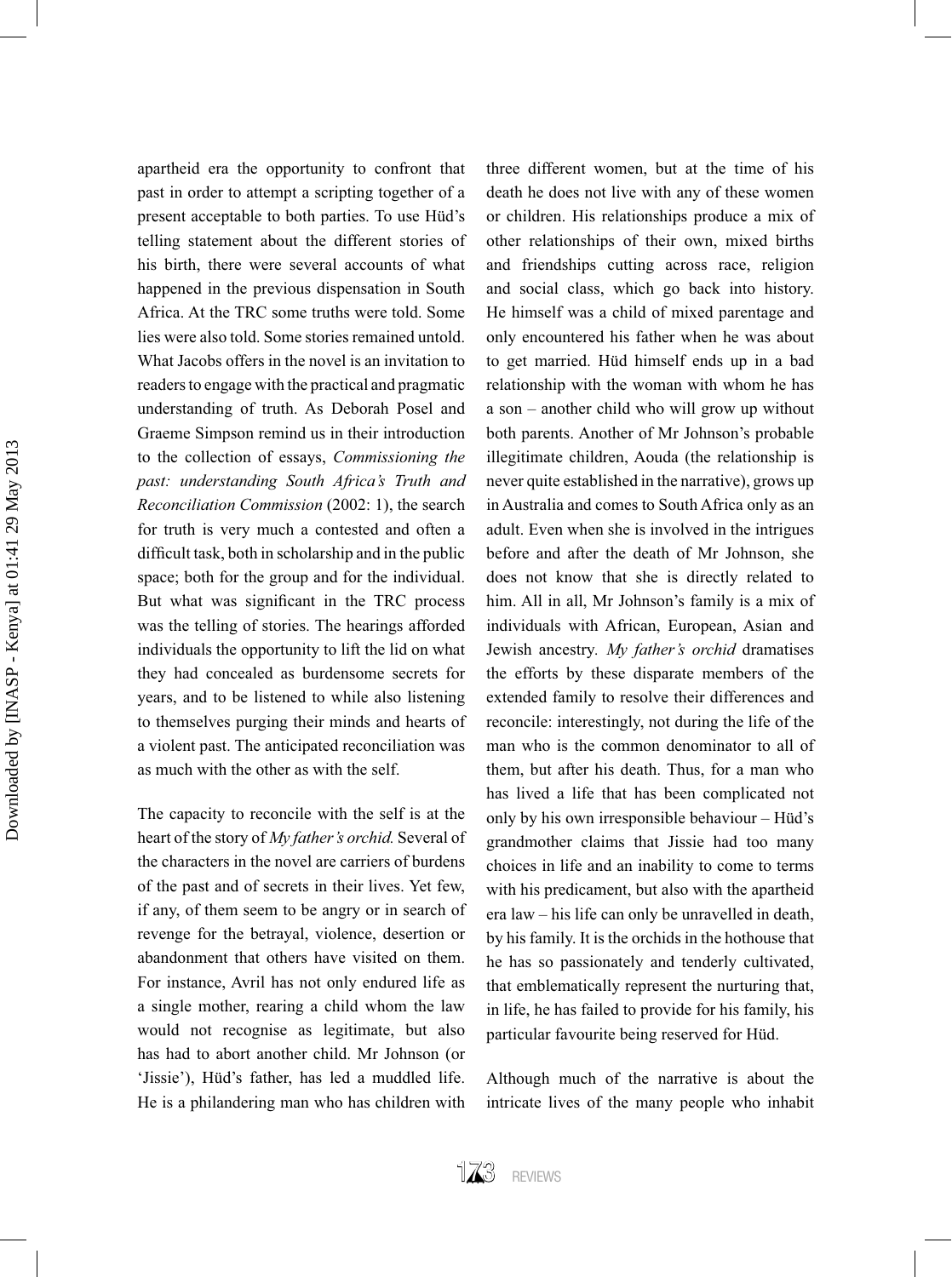apartheid era the opportunity to confront that past in order to attempt a scripting together of a present acceptable to both parties. To use Hüd's telling statement about the different stories of his birth, there were several accounts of what happened in the previous dispensation in South Africa. At the TRC some truths were told. Some lies were also told. Some stories remained untold. What Jacobs offers in the novel is an invitation to readers to engage with the practical and pragmatic understanding of truth. As Deborah Posel and Graeme Simpson remind us in their introduction to the collection of essays, *Commissioning the past: understanding South Africa's Truth and Reconciliation Commission* (2002: 1), the search for truth is very much a contested and often a difficult task, both in scholarship and in the public space; both for the group and for the individual. But what was significant in the TRC process was the telling of stories. The hearings afforded individuals the opportunity to lift the lid on what they had concealed as burdensome secrets for years, and to be listened to while also listening to themselves purging their minds and hearts of a violent past. The anticipated reconciliation was as much with the other as with the self.

The capacity to reconcile with the self is at the heart of the story of *My father's orchid.* Several of the characters in the novel are carriers of burdens of the past and of secrets in their lives. Yet few, if any, of them seem to be angry or in search of revenge for the betrayal, violence, desertion or abandonment that others have visited on them. For instance, Avril has not only endured life as a single mother, rearing a child whom the law would not recognise as legitimate, but also has had to abort another child. Mr Johnson (or 'Jissie'), Hüd's father, has led a muddled life. He is a philandering man who has children with three different women, but at the time of his death he does not live with any of these women or children. His relationships produce a mix of other relationships of their own, mixed births and friendships cutting across race, religion and social class, which go back into history. He himself was a child of mixed parentage and only encountered his father when he was about to get married. Hüd himself ends up in a bad relationship with the woman with whom he has a son – another child who will grow up without both parents. Another of Mr Johnson's probable illegitimate children, Aouda (the relationship is never quite established in the narrative), grows up in Australia and comes to South Africa only as an adult. Even when she is involved in the intrigues before and after the death of Mr Johnson, she does not know that she is directly related to him. All in all, Mr Johnson's family is a mix of individuals with African, European, Asian and Jewish ancestry. *My father's orchid* dramatises the efforts by these disparate members of the extended family to resolve their differences and reconcile: interestingly, not during the life of the man who is the common denominator to all of them, but after his death. Thus, for a man who has lived a life that has been complicated not only by his own irresponsible behaviour – Hüd's grandmother claims that Jissie had too many choices in life and an inability to come to terms with his predicament, but also with the apartheid era law – his life can only be unravelled in death, by his family. It is the orchids in the hothouse that he has so passionately and tenderly cultivated, that emblematically represent the nurturing that, in life, he has failed to provide for his family, his particular favourite being reserved for Hüd.

Although much of the narrative is about the intricate lives of the many people who inhabit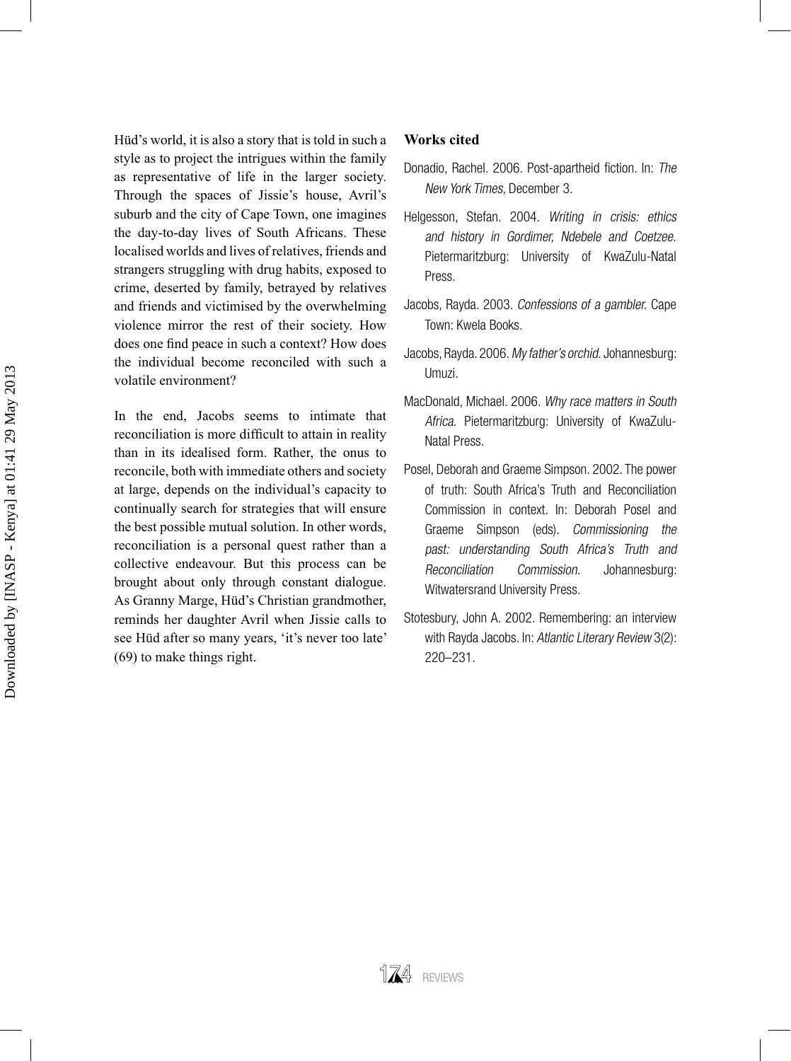Hüd's world, it is also a story that is told in such a style as to project the intrigues within the family as representative of life in the larger society. Through the spaces of Jissie's house, Avril's suburb and the city of Cape Town, one imagines the day-to-day lives of South Africans. These localised worlds and lives of relatives, friends and strangers struggling with drug habits, exposed to crime, deserted by family, betrayed by relatives and friends and victimised by the overwhelming violence mirror the rest of their society. How does one find peace in such a context? How does the individual become reconciled with such a volatile environment?

In the end, Jacobs seems to intimate that reconciliation is more difficult to attain in reality than in its idealised form. Rather, the onus to reconcile, both with immediate others and society at large, depends on the individual's capacity to continually search for strategies that will ensure the best possible mutual solution. In other words, reconciliation is a personal quest rather than a collective endeavour. But this process can be brought about only through constant dialogue. As Granny Marge, Hüd's Christian grandmother, reminds her daughter Avril when Jissie calls to see Hüd after so many years, 'it's never too late' (69) to make things right.

## Works cited

Donadio, Rachel. 2006. Post-apartheid fiction. In: *The New York Times*, December 3.

Helgesson, Stefan. 2004. *Writing in crisis: ethics and history in Gordimer, Ndebele and Coetzee.* Pietermaritzburg: University of KwaZulu-Natal Press.

Jacobs, Rayda. 2003. *Confessions of a gambler.* Cape Town: Kwela Books.

Jacobs, Rayda. 2006. *My father's orchid.* Johannesburg: Umuzi.

MacDonald, Michael. 2006. *Why race matters in South Africa.* Pietermaritzburg: University of KwaZulu-Natal Press.

Posel, Deborah and Graeme Simpson. 2002. The power of truth: South Africa's Truth and Reconciliation Commission in context. In: Deborah Posel and Graeme Simpson (eds). *Commissioning the past: understanding South Africa's Truth and Reconciliation Commission.* Johannesburg: Witwatersrand University Press.

Stotesbury, John A. 2002. Remembering: an interview with Rayda Jacobs. In: *Atlantic Literary Review* 3(2): 220–231.